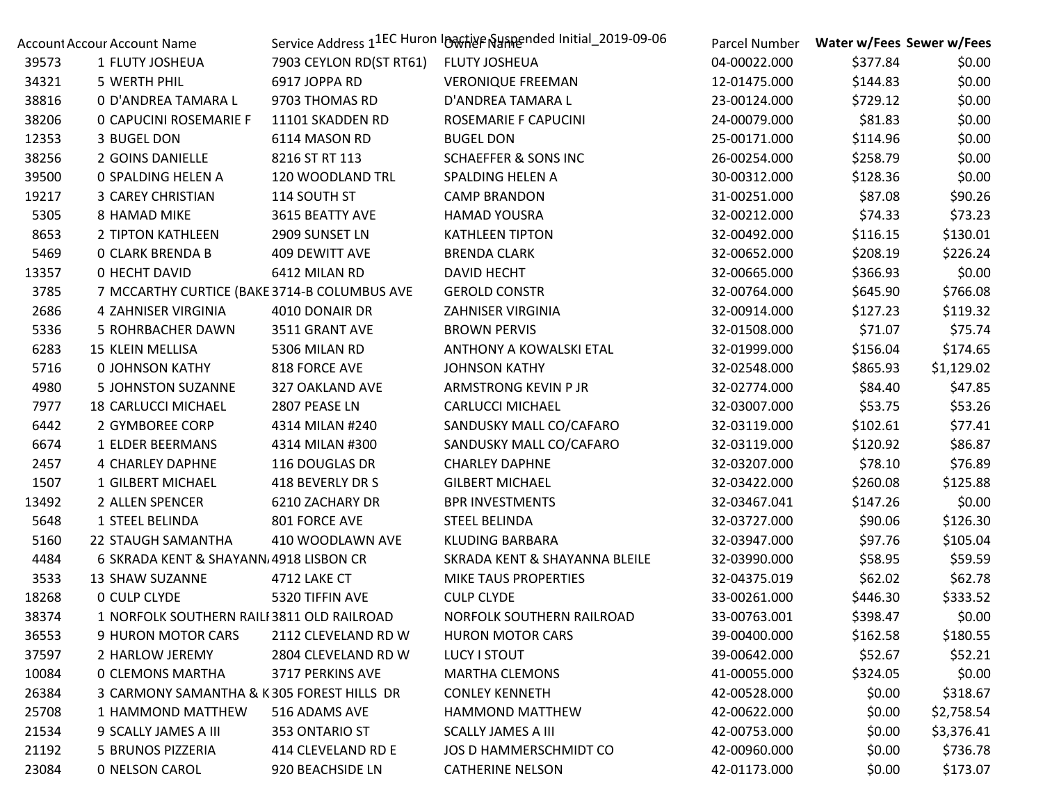1EC Huron Inactive Suspended Initial_2019-09-06

| Account | Accour | Account Name | Service Address 1 | Owner Name | Parcel Number | Water w/Fees | Sewer w/Fees |
|---|---|---|---|---|---|---|---|
| 39573 | 1 | FLUTY JOSHEUA | 7903 CEYLON RD(ST RT61) | FLUTY JOSHEUA | 04-00022.000 | $377.84 | $0.00 |
| 34321 | 5 | WERTH PHIL | 6917 JOPPA RD | VERONIQUE FREEMAN | 12-01475.000 | $144.83 | $0.00 |
| 38816 | 0 | D'ANDREA TAMARA L | 9703 THOMAS RD | D'ANDREA TAMARA L | 23-00124.000 | $729.12 | $0.00 |
| 38206 | 0 | CAPUCINI ROSEMARIE F | 11101 SKADDEN RD | ROSEMARIE F CAPUCINI | 24-00079.000 | $81.83 | $0.00 |
| 12353 | 3 | BUGEL DON | 6114 MASON RD | BUGEL DON | 25-00171.000 | $114.96 | $0.00 |
| 38256 | 2 | GOINS DANIELLE | 8216 ST RT 113 | SCHAEFFER & SONS INC | 26-00254.000 | $258.79 | $0.00 |
| 39500 | 0 | SPALDING HELEN A | 120 WOODLAND TRL | SPALDING HELEN A | 30-00312.000 | $128.36 | $0.00 |
| 19217 | 3 | CAREY CHRISTIAN | 114 SOUTH ST | CAMP BRANDON | 31-00251.000 | $87.08 | $90.26 |
| 5305 | 8 | HAMAD MIKE | 3615 BEATTY AVE | HAMAD YOUSRA | 32-00212.000 | $74.33 | $73.23 |
| 8653 | 2 | TIPTON KATHLEEN | 2909 SUNSET LN | KATHLEEN TIPTON | 32-00492.000 | $116.15 | $130.01 |
| 5469 | 0 | CLARK BRENDA B | 409 DEWITT AVE | BRENDA CLARK | 32-00652.000 | $208.19 | $226.24 |
| 13357 | 0 | HECHT DAVID | 6412 MILAN RD | DAVID HECHT | 32-00665.000 | $366.93 | $0.00 |
| 3785 | 7 | MCCARTHY CURTICE (BAKE | 3714-B COLUMBUS AVE | GEROLD CONSTR | 32-00764.000 | $645.90 | $766.08 |
| 2686 | 4 | ZAHNISER VIRGINIA | 4010 DONAIR DR | ZAHNISER VIRGINIA | 32-00914.000 | $127.23 | $119.32 |
| 5336 | 5 | ROHRBACHER DAWN | 3511 GRANT AVE | BROWN PERVIS | 32-01508.000 | $71.07 | $75.74 |
| 6283 | 15 | KLEIN MELLISA | 5306 MILAN RD | ANTHONY A KOWALSKI ETAL | 32-01999.000 | $156.04 | $174.65 |
| 5716 | 0 | JOHNSON KATHY | 818 FORCE AVE | JOHNSON KATHY | 32-02548.000 | $865.93 | $1,129.02 |
| 4980 | 5 | JOHNSTON SUZANNE | 327 OAKLAND AVE | ARMSTRONG KEVIN P JR | 32-02774.000 | $84.40 | $47.85 |
| 7977 | 18 | CARLUCCI MICHAEL | 2807 PEASE LN | CARLUCCI MICHAEL | 32-03007.000 | $53.75 | $53.26 |
| 6442 | 2 | GYMBOREE CORP | 4314 MILAN #240 | SANDUSKY MALL CO/CAFARO | 32-03119.000 | $102.61 | $77.41 |
| 6674 | 1 | ELDER BEERMANS | 4314 MILAN #300 | SANDUSKY MALL CO/CAFARO | 32-03119.000 | $120.92 | $86.87 |
| 2457 | 4 | CHARLEY DAPHNE | 116 DOUGLAS DR | CHARLEY DAPHNE | 32-03207.000 | $78.10 | $76.89 |
| 1507 | 1 | GILBERT MICHAEL | 418 BEVERLY DR S | GILBERT MICHAEL | 32-03422.000 | $260.08 | $125.88 |
| 13492 | 2 | ALLEN SPENCER | 6210 ZACHARY DR | BPR INVESTMENTS | 32-03467.041 | $147.26 | $0.00 |
| 5648 | 1 | STEEL BELINDA | 801 FORCE AVE | STEEL BELINDA | 32-03727.000 | $90.06 | $126.30 |
| 5160 | 22 | STAUGH SAMANTHA | 410 WOODLAWN AVE | KLUDING BARBARA | 32-03947.000 | $97.76 | $105.04 |
| 4484 | 6 | SKRADA KENT & SHAYANN/ | 4918 LISBON CR | SKRADA KENT & SHAYANNA BLEILE | 32-03990.000 | $58.95 | $59.59 |
| 3533 | 13 | SHAW SUZANNE | 4712 LAKE CT | MIKE TAUS PROPERTIES | 32-04375.019 | $62.02 | $62.78 |
| 18268 | 0 | CULP CLYDE | 5320 TIFFIN AVE | CULP CLYDE | 33-00261.000 | $446.30 | $333.52 |
| 38374 | 1 | NORFOLK SOUTHERN RAILI | 3811 OLD RAILROAD | NORFOLK SOUTHERN RAILROAD | 33-00763.001 | $398.47 | $0.00 |
| 36553 | 9 | HURON MOTOR CARS | 2112 CLEVELAND RD W | HURON MOTOR CARS | 39-00400.000 | $162.58 | $180.55 |
| 37597 | 2 | HARLOW JEREMY | 2804 CLEVELAND RD W | LUCY I STOUT | 39-00642.000 | $52.67 | $52.21 |
| 10084 | 0 | CLEMONS MARTHA | 3717 PERKINS AVE | MARTHA CLEMONS | 41-00055.000 | $324.05 | $0.00 |
| 26384 | 3 | CARMONY SAMANTHA & K | 305 FOREST HILLS DR | CONLEY KENNETH | 42-00528.000 | $0.00 | $318.67 |
| 25708 | 1 | HAMMOND MATTHEW | 516 ADAMS AVE | HAMMOND MATTHEW | 42-00622.000 | $0.00 | $2,758.54 |
| 21534 | 9 | SCALLY JAMES A III | 353 ONTARIO ST | SCALLY JAMES A III | 42-00753.000 | $0.00 | $3,376.41 |
| 21192 | 5 | BRUNOS PIZZERIA | 414 CLEVELAND RD E | JOS D HAMMERSCHMIDT CO | 42-00960.000 | $0.00 | $736.78 |
| 23084 | 0 | NELSON CAROL | 920 BEACHSIDE LN | CATHERINE NELSON | 42-01173.000 | $0.00 | $173.07 |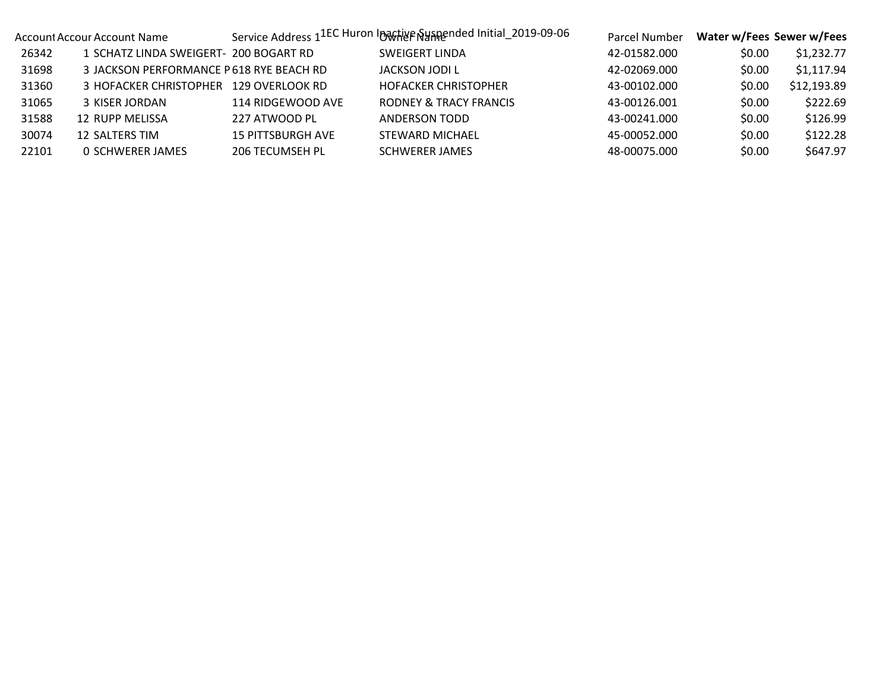| Account | Accour | Account Name | Service Address 1 | Owner Name | Parcel Number | **Water w/Fees** | **Sewer w/Fees** |
|---|---|---|---|---|---|---|---|
| 26342 | 1 | SCHATZ LINDA SWEIGERT- | 200 BOGART RD | SWEIGERT LINDA | 42-01582.000 | $0.00 | $1,232.77 |
| 31698 | 3 | JACKSON PERFORMANCE P | 618 RYE BEACH RD | JACKSON JODI L | 42-02069.000 | $0.00 | $1,117.94 |
| 31360 | 3 | HOFACKER CHRISTOPHER | 129 OVERLOOK RD | HOFACKER CHRISTOPHER | 43-00102.000 | $0.00 | $12,193.89 |
| 31065 | 3 | KISER JORDAN | 114 RIDGEWOOD AVE | RODNEY & TRACY FRANCIS | 43-00126.001 | $0.00 | $222.69 |
| 31588 | 12 | RUPP MELISSA | 227 ATWOOD PL | ANDERSON TODD | 43-00241.000 | $0.00 | $126.99 |
| 30074 | 12 | SALTERS TIM | 15 PITTSBURGH AVE | STEWARD MICHAEL | 45-00052.000 | $0.00 | $122.28 |
| 22101 | 0 | SCHWERER JAMES | 206 TECUMSEH PL | SCHWERER JAMES | 48-00075.000 | $0.00 | $647.97 |